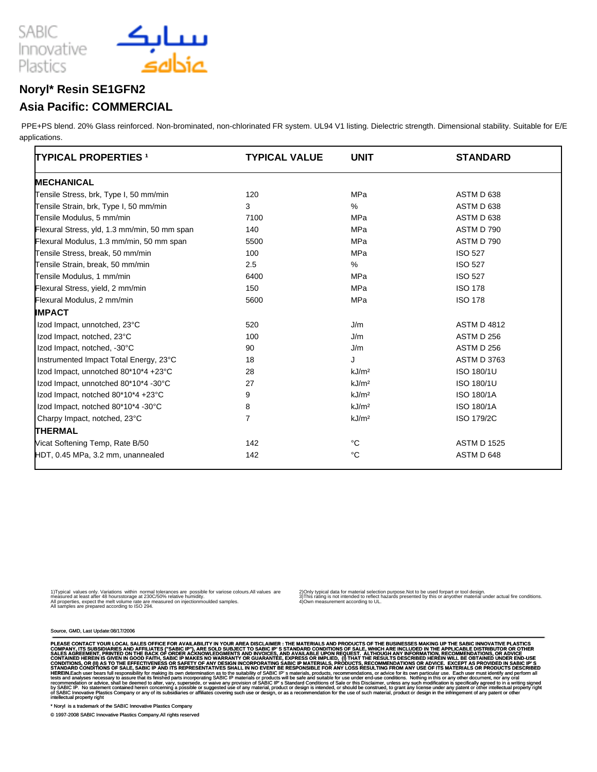# Noryl* Resin SE1GFN2

## Asia Pacific: COMMERCIAL

PPE+PS blend. 20% Glass reinforced. Non-brominated, non-chlorinated FR system. UL94 V1 listing. Dielectric strength. Dimensional stability. Suitable for E/E applications.

| TYPICAL PROPERTIES [1] | TYPICAL VALUE | UNIT | STANDARD |
|---|---|---|---|
| **MECHANICAL** | | | |
| Tensile Stress, brk, Type I, 50 mm/min | 120 | MPa | ASTM D 638 |
| Tensile Strain, brk, Type I, 50 mm/min | 3 | % | ASTM D 638 |
| Tensile Modulus, 5 mm/min | 7100 | MPa | ASTM D 638 |
| Flexural Stress, yld, 1.3 mm/min, 50 mm span | 140 | MPa | ASTM D 790 |
| Flexural Modulus, 1.3 mm/min, 50 mm span | 5500 | MPa | ASTM D 790 |
| Tensile Stress, break, 50 mm/min | 100 | MPa | ISO 527 |
| Tensile Strain, break, 50 mm/min | 2.5 | % | ISO 527 |
| Tensile Modulus, 1 mm/min | 6400 | MPa | ISO 527 |
| Flexural Stress, yield, 2 mm/min | 150 | MPa | ISO 178 |
| Flexural Modulus, 2 mm/min | 5600 | MPa | ISO 178 |
| **IMPACT** | | | |
| Izod Impact, unnotched, 23°C | 520 | J/m | ASTM D 4812 |
| Izod Impact, notched, 23°C | 100 | J/m | ASTM D 256 |
| Izod Impact, notched, -30°C | 90 | J/m | ASTM D 256 |
| Instrumented Impact Total Energy, 23°C | 18 | J | ASTM D 3763 |
| Izod Impact, unnotched 80*10*4 +23°C | 28 | kJ/m² | ISO 180/1U |
| Izod Impact, unnotched 80*10*4 -30°C | 27 | kJ/m² | ISO 180/1U |
| Izod Impact, notched 80*10*4 +23°C | 9 | kJ/m² | ISO 180/1A |
| Izod Impact, notched 80*10*4 -30°C | 8 | kJ/m² | ISO 180/1A |
| Charpy Impact, notched, 23°C | 7 | kJ/m² | ISO 179/2C |
| **THERMAL** | | | |
| Vicat Softening Temp, Rate B/50 | 142 | °C | ASTM D 1525 |
| HDT, 0.45 MPa, 3.2 mm, unannealed | 142 | °C | ASTM D 648 |

1)Typical values only. Variations within normal tolerances are possible for variose colours.All values are measured at least after 48 hoursstorage at 230C/50% relative humidity.
All properties, expect the melt volume rate are measured on injectionmoulded samples.
All samples are prepared according to ISO 294.

2)Only typical data for material selection purpose.Not to be used forpart or tool design.
3)This rating is not intended to reflect hazards presented by this or anyother material under actual fire conditions.
4)Own measurement according to UL.

Source, GMD, Last Update:08/17/2006

**PLEASE CONTACT YOUR LOCAL SALES OFFICE FOR AVAILABILITY IN YOUR AREA DISCLAIMER : THE MATERIALS AND PRODUCTS OF THE BUSINESSES MAKING UP THE SABIC INNOVATIVE PLASTICS COMPANY, ITS SUBSIDIARIES AND AFFILIATES ("SABIC IP"), ARE SOLD SUBJECT TO SABIC IP' S STANDARD CONDITIONS OF SALE, WHICH ARE INCLUDED IN THE APPLICABLE DISTRIBUTOR OR OTHER SALES AGREEMENT, PRINTED ON THE BACK OF ORDER ACKNOWLEDGMENTS AND INVOICES, AND AVAILABLE UPON REQUEST. ALTHOUGH ANY INFORMATION, RECOMMENDATIONS, OR ADVICE CONTAINED HEREIN IS GIVEN IN GOOD FAITH, SABIC IP MAKES NO WARRANTY OR GUARANTEE, EXPRESS OR IMPLIED, (I) THAT THE RESULTS DESCRIBED HEREIN WILL BE OBTAINED UNDER END-USE CONDITIONS, OR (II) AS TO THE EFFECTIVENESS OR SAFETY OF ANY DESIGN INCORPORATING SABIC IP MATERIALS, PRODUCTS, RECOMMENDATIONS OR ADVICE. EXCEPT AS PROVIDED IN SABIC IP' S STANDARD CONDITIONS OF SALE, SABIC IP AND ITS REPRESENTATIVES SHALL IN NO EVENT BE RESPONSIBLE FOR ANY LOSS RESULTING FROM ANY USE OF ITS MATERIALS OR PRODUCTS DESCRIBED HEREIN.** Each user bears full responsibility for making its own determination as to the suitability of SABIC IP' s materials, products, recommendations, or advice for its own particular use. Each user must identify and perform all tests and analyses necessary to assure that its finished parts incorporating SABIC IP materials or products will be safe and suitable for use under end-use conditions. Nothing in this or any other document, nor any oral recommendation or advice, shall be deemed to alter, vary, supersede, or waive any provision of SABIC IP' s Standard Conditions of Sale or this Disclaimer, unless any such modification is specifically agreed to in a writing signed by SABIC IP. No statement contained herein concerning a possible or suggested use of any material, product or design is intended, or should be construed, to grant any license under any patent or other intellectual property right of SABIC Innovative Plastics Company or any of its subsidiaries or affiliates covering such use or design, or as a recommendation for the use of such material, product or design in the infringement of any patent or other intellectual property right

* Noryl is a trademark of the SABIC Innovative Plastics Company

© 1997-2008 SABIC Innovative Plastics Company.All rights reserved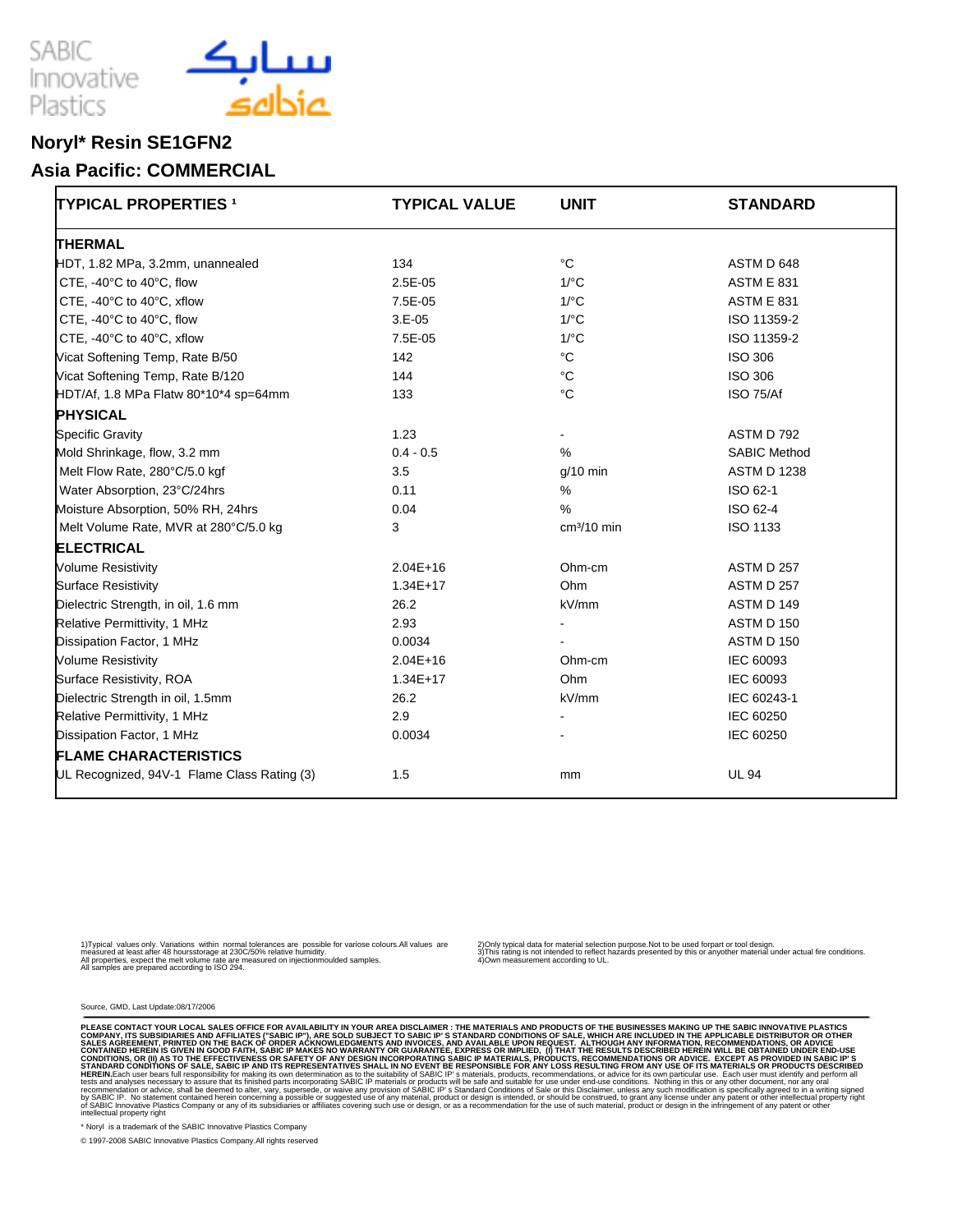SABIC Innovative Plastics

سابك
sabic

# Noryl* Resin SE1GFN2

## Asia Pacific: COMMERCIAL

| TYPICAL PROPERTIES [1] | TYPICAL VALUE | UNIT | STANDARD |
|---|---|---|---|
| **THERMAL** | | | |
| HDT, 1.82 MPa, 3.2mm, unannealed | 134 | °C | ASTM D 648 |
| CTE, -40°C to 40°C, flow | 2.5E-05 | 1/°C | ASTM E 831 |
| CTE, -40°C to 40°C, xflow | 7.5E-05 | 1/°C | ASTM E 831 |
| CTE, -40°C to 40°C, flow | 3.E-05 | 1/°C | ISO 11359-2 |
| CTE, -40°C to 40°C, xflow | 7.5E-05 | 1/°C | ISO 11359-2 |
| Vicat Softening Temp, Rate B/50 | 142 | °C | ISO 306 |
| Vicat Softening Temp, Rate B/120 | 144 | °C | ISO 306 |
| HDT/Af, 1.8 MPa Flatw 80*10*4 sp=64mm | 133 | °C | ISO 75/Af |
| **PHYSICAL** | | | |
| Specific Gravity | 1.23 | - | ASTM D 792 |
| Mold Shrinkage, flow, 3.2 mm | 0.4 - 0.5 | % | SABIC Method |
| Melt Flow Rate, 280°C/5.0 kgf | 3.5 | g/10 min | ASTM D 1238 |
| Water Absorption, 23°C/24hrs | 0.11 | % | ISO 62-1 |
| Moisture Absorption, 50% RH, 24hrs | 0.04 | % | ISO 62-4 |
| Melt Volume Rate, MVR at 280°C/5.0 kg | 3 | cm³/10 min | ISO 1133 |
| **ELECTRICAL** | | | |
| Volume Resistivity | 2.04E+16 | Ohm-cm | ASTM D 257 |
| Surface Resistivity | 1.34E+17 | Ohm | ASTM D 257 |
| Dielectric Strength, in oil, 1.6 mm | 26.2 | kV/mm | ASTM D 149 |
| Relative Permittivity, 1 MHz | 2.93 | - | ASTM D 150 |
| Dissipation Factor, 1 MHz | 0.0034 | - | ASTM D 150 |
| Volume Resistivity | 2.04E+16 | Ohm-cm | IEC 60093 |
| Surface Resistivity, ROA | 1.34E+17 | Ohm | IEC 60093 |
| Dielectric Strength in oil, 1.5mm | 26.2 | kV/mm | IEC 60243-1 |
| Relative Permittivity, 1 MHz | 2.9 | - | IEC 60250 |
| Dissipation Factor, 1 MHz | 0.0034 | - | IEC 60250 |
| **FLAME CHARACTERISTICS** | | | |
| UL Recognized, 94V-1 Flame Class Rating (3) | 1.5 | mm | UL 94 |

1)Typical values only. Variations within normal tolerances are possible for variose colours.All values are measured at least after 48 hoursstorage at 230C/50% relative humidity.
All properties, expect the melt volume rate are measured on injectionmoulded samples.
All samples are prepared according to ISO 294.

2)Only typical data for material selection purpose.Not to be used forpart or tool design.
3)This rating is not intended to reflect hazards presented by this or anyother material under actual fire conditions.
4)Own measurement according to UL.

Source, GMD, Last Update:08/17/2006

**PLEASE CONTACT YOUR LOCAL SALES OFFICE FOR AVAILABILITY IN YOUR AREA DISCLAIMER : THE MATERIALS AND PRODUCTS OF THE BUSINESSES MAKING UP THE SABIC INNOVATIVE PLASTICS COMPANY, ITS SUBSIDIARIES AND AFFILIATES ("SABIC IP"), ARE SOLD SUBJECT TO SABIC IP' S STANDARD CONDITIONS OF SALE, WHICH ARE INCLUDED IN THE APPLICABLE DISTRIBUTOR OR OTHER SALES AGREEMENT, PRINTED ON THE BACK OF ORDER ACKNOWLEDGMENTS AND INVOICES, AND AVAILABLE UPON REQUEST. ALTHOUGH ANY INFORMATION, RECOMMENDATIONS, OR ADVICE CONTAINED HEREIN IS GIVEN IN GOOD FAITH, SABIC IP MAKES NO WARRANTY OR GUARANTEE, EXPRESS OR IMPLIED, (I) THAT THE RESULTS DESCRIBED HEREIN WILL BE OBTAINED UNDER END-USE CONDITIONS, OR (II) AS TO THE EFFECTIVENESS OR SAFETY OF ANY DESIGN INCORPORATING SABIC IP MATERIALS, PRODUCTS, RECOMMENDATIONS OR ADVICE. EXCEPT AS PROVIDED IN SABIC IP' S STANDARD CONDITIONS OF SALE, SABIC IP AND ITS REPRESENTATIVES SHALL IN NO EVENT BE RESPONSIBLE FOR ANY LOSS RESULTING FROM ANY USE OF ITS MATERIALS OR PRODUCTS DESCRIBED HEREIN.**Each user bears full responsibility for making its own determination as to the suitability of SABIC IP' s materials, products, recommendations, or advice for its own particular use. Each user must identify and perform all tests and analyses necessary to assure that its finished parts incorporating SABIC IP materials or products will be safe and suitable for use under end-use conditions. Nothing in this or any other document, nor any oral recommendation or advice, shall be deemed to alter, vary, supersede, or waive any provision of SABIC IP' s Standard Conditions of Sale or this Disclaimer, unless any such modification is specifically agreed to in a writing signed by SABIC IP. No statement contained herein concerning a possible or suggested use of any material, product or design is intended, or should be construed, to grant any license under any patent or other intellectual property right of SABIC Innovative Plastics Company or any of its subsidiaries or affiliates covering such use or design, or as a recommendation for the use of such material, product or design in the infringement of any patent or other intellectual property right

* Noryl is a trademark of the SABIC Innovative Plastics Company

© 1997-2008 SABIC Innovative Plastics Company.All rights reserved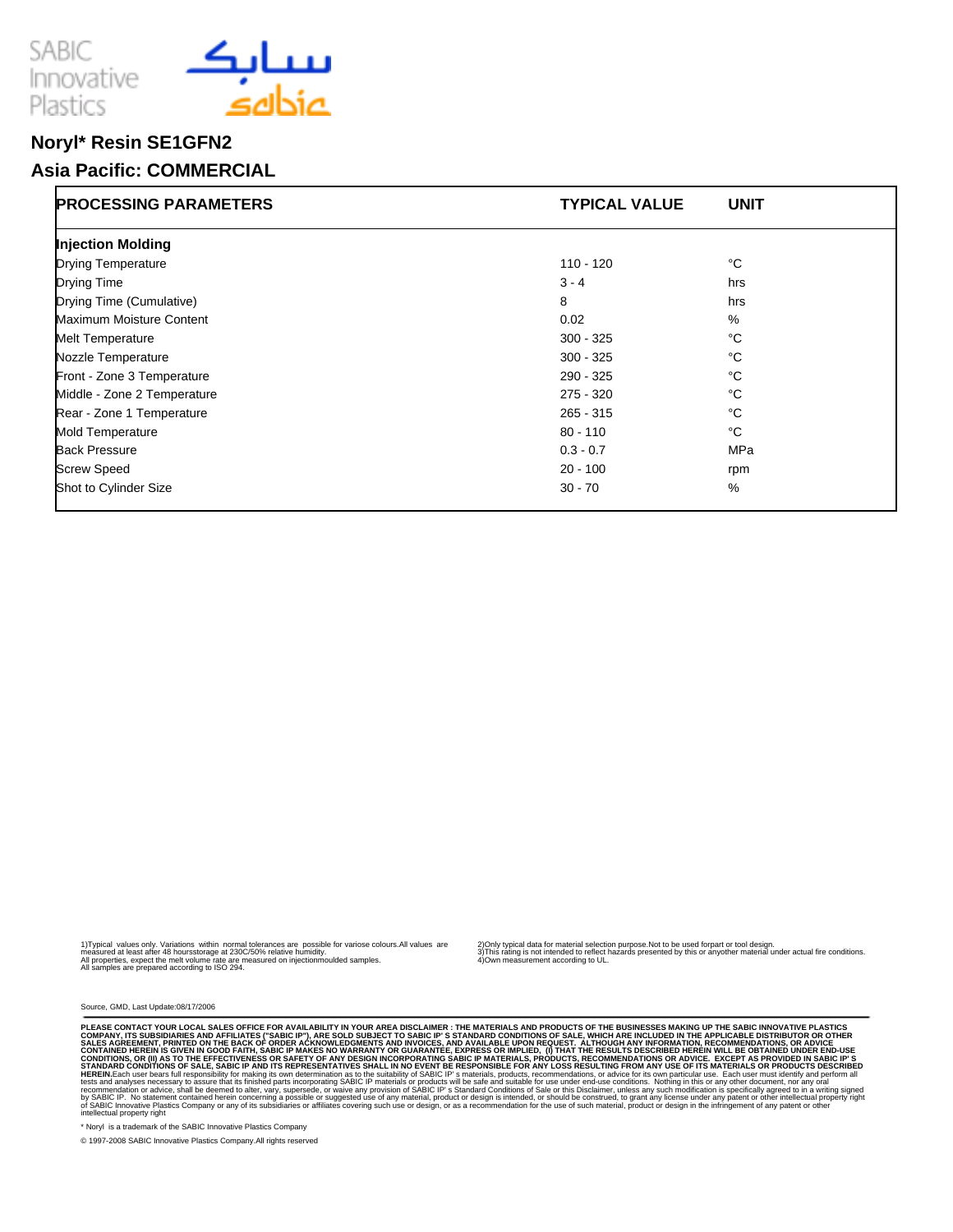SABIC Innovative Plastics

سابك
sabic

## Noryl* Resin SE1GFN2

## Asia Pacific: COMMERCIAL

| PROCESSING PARAMETERS | TYPICAL VALUE | UNIT |
|---|---|---|
| **Injection Molding** | | |
| Drying Temperature | 110 - 120 | °C |
| Drying Time | 3 - 4 | hrs |
| Drying Time (Cumulative) | 8 | hrs |
| Maximum Moisture Content | 0.02 | % |
| Melt Temperature | 300 - 325 | °C |
| Nozzle Temperature | 300 - 325 | °C |
| Front - Zone 3 Temperature | 290 - 325 | °C |
| Middle - Zone 2 Temperature | 275 - 320 | °C |
| Rear - Zone 1 Temperature | 265 - 315 | °C |
| Mold Temperature | 80 - 110 | °C |
| Back Pressure | 0.3 - 0.7 | MPa |
| Screw Speed | 20 - 100 | rpm |
| Shot to Cylinder Size | 30 - 70 | % |

1)Typical values only. Variations within normal tolerances are possible for variose colours.All values are measured at least after 48 hoursstorage at 230C/50% relative humidity.
All properties, expect the melt volume rate are measured on injectionmoulded samples.
All samples are prepared according to ISO 294.

2)Only typical data for material selection purpose.Not to be used forpart or tool design.
3)This rating is not intended to reflect hazards presented by this or anyother material under actual fire conditions.
4)Own measurement according to UL.

Source, GMD, Last Update:08/17/2006

PLEASE CONTACT YOUR LOCAL SALES OFFICE FOR AVAILABILITY IN YOUR AREA DISCLAIMER : THE MATERIALS AND PRODUCTS OF THE BUSINESSES MAKING UP THE SABIC INNOVATIVE PLASTICS COMPANY, ITS SUBSIDIARIES AND AFFILIATES ("SABIC IP"), ARE SOLD SUBJECT TO SABIC IP' S STANDARD CONDITIONS OF SALE, WHICH ARE INCLUDED IN THE APPLICABLE DISTRIBUTOR OR OTHER SALES AGREEMENT, PRINTED ON THE BACK OF ORDER ACKNOWLEDGMENTS AND INVOICES, AND AVAILABLE UPON REQUEST. ALTHOUGH ANY INFORMATION, RECOMMENDATIONS, OR ADVICE CONTAINED HEREIN IS GIVEN IN GOOD FAITH, SABIC IP MAKES NO WARRANTY OR GUARANTEE, EXPRESS OR IMPLIED, (I) THAT THE RESULTS DESCRIBED HEREIN WILL BE OBTAINED UNDER END-USE CONDITIONS, OR (II) AS TO THE EFFECTIVENESS OR SAFETY OF ANY DESIGN INCORPORATING SABIC IP MATERIALS, PRODUCTS, RECOMMENDATIONS OR ADVICE. EXCEPT AS PROVIDED IN SABIC IP' S STANDARD CONDITIONS OF SALE, SABIC IP AND ITS REPRESENTATIVES SHALL IN NO EVENT BE RESPONSIBLE FOR ANY LOSS RESULTING FROM ANY USE OF ITS MATERIALS OR PRODUCTS DESCRIBED HEREIN.Each user bears full responsibility for making its own determination as to the suitability of SABIC IP' s materials, products, recommendations, or advice for its own particular use. Each user must identify and perform all tests and analyses necessary to assure that its finished parts incorporating SABIC IP materials or products will be safe and suitable for use under end-use conditions. Nothing in this or any other document, nor any oral recommendation or advice, shall be deemed to alter, vary, supersede, or waive any provision of SABIC IP' s Standard Conditions of Sale or this Disclaimer, unless any such modification is specifically agreed to in a writing signed by SABIC IP. No statement contained herein concerning a possible or suggested use of any material, product or design is intended, or should be construed, to grant any license under any patent or other intellectual property right of SABIC Innovative Plastics Company or any of its subsidiaries or affiliates covering such use or design, or as a recommendation for the use of such material, product or design in the infringement of any patent or other intellectual property right

* Noryl is a trademark of the SABIC Innovative Plastics Company

© 1997-2008 SABIC Innovative Plastics Company.All rights reserved